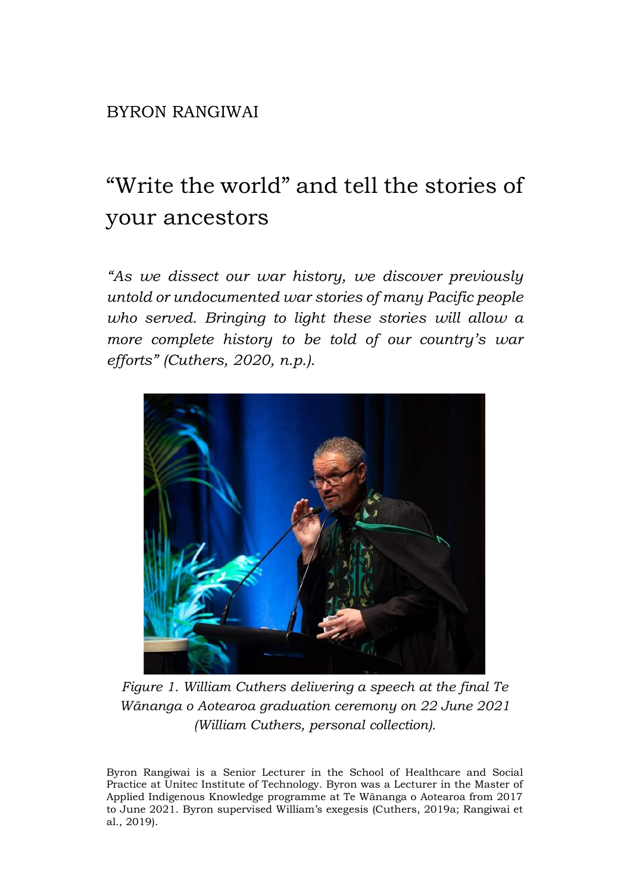BYRON RANGIWAI

# "Write the world" and tell the stories of your ancestors

*"As we dissect our war history, we discover previously untold or undocumented war stories of many Pacific people who served. Bringing to light these stories will allow a more complete history to be told of our country's war efforts" (Cuthers, 2020, n.p.).*

*Figure 1. William Cuthers delivering a speech at the final Te Wānanga o Aotearoa graduation ceremony on 22 June 2021 (William Cuthers, personal collection).*

Byron Rangiwai is a Senior Lecturer in the School of Healthcare and Social Practice at Unitec Institute of Technology. Byron was a Lecturer in the Master of Applied Indigenous Knowledge programme at Te Wānanga o Aotearoa from 2017 to June 2021. Byron supervised William's exegesis (Cuthers, 2019a; Rangiwai et al., 2019).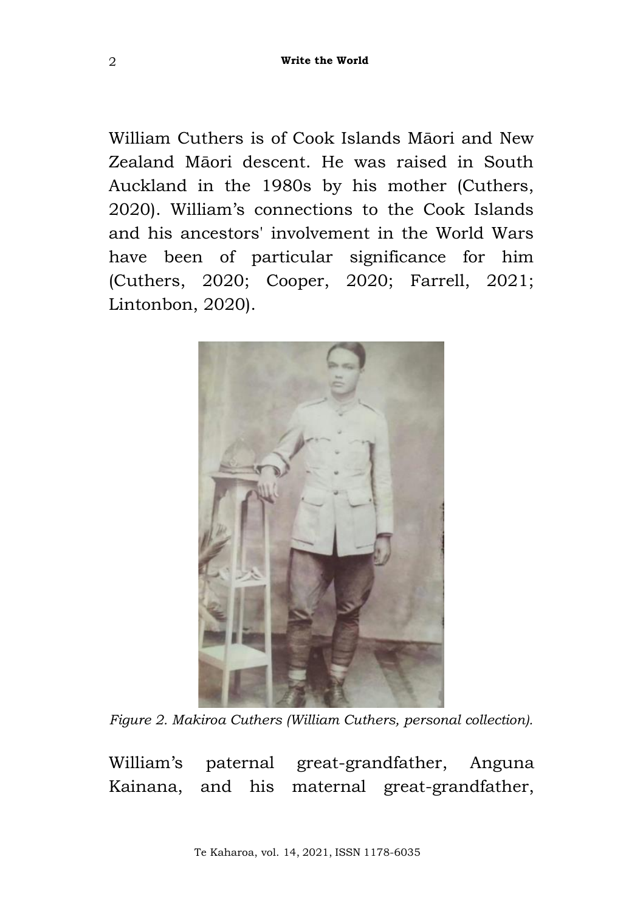William Cuthers is of Cook Islands Māori and New Zealand Māori descent. He was raised in South Auckland in the 1980s by his mother (Cuthers, 2020). William's connections to the Cook Islands and his ancestors' involvement in the World Wars have been of particular significance for him (Cuthers, 2020; Cooper, 2020; Farrell, 2021; Lintonbon, 2020).

*Figure 2. Makiroa Cuthers (William Cuthers, personal collection).*

William's paternal great-grandfather, Anguna Kainana, and his maternal great-grandfather,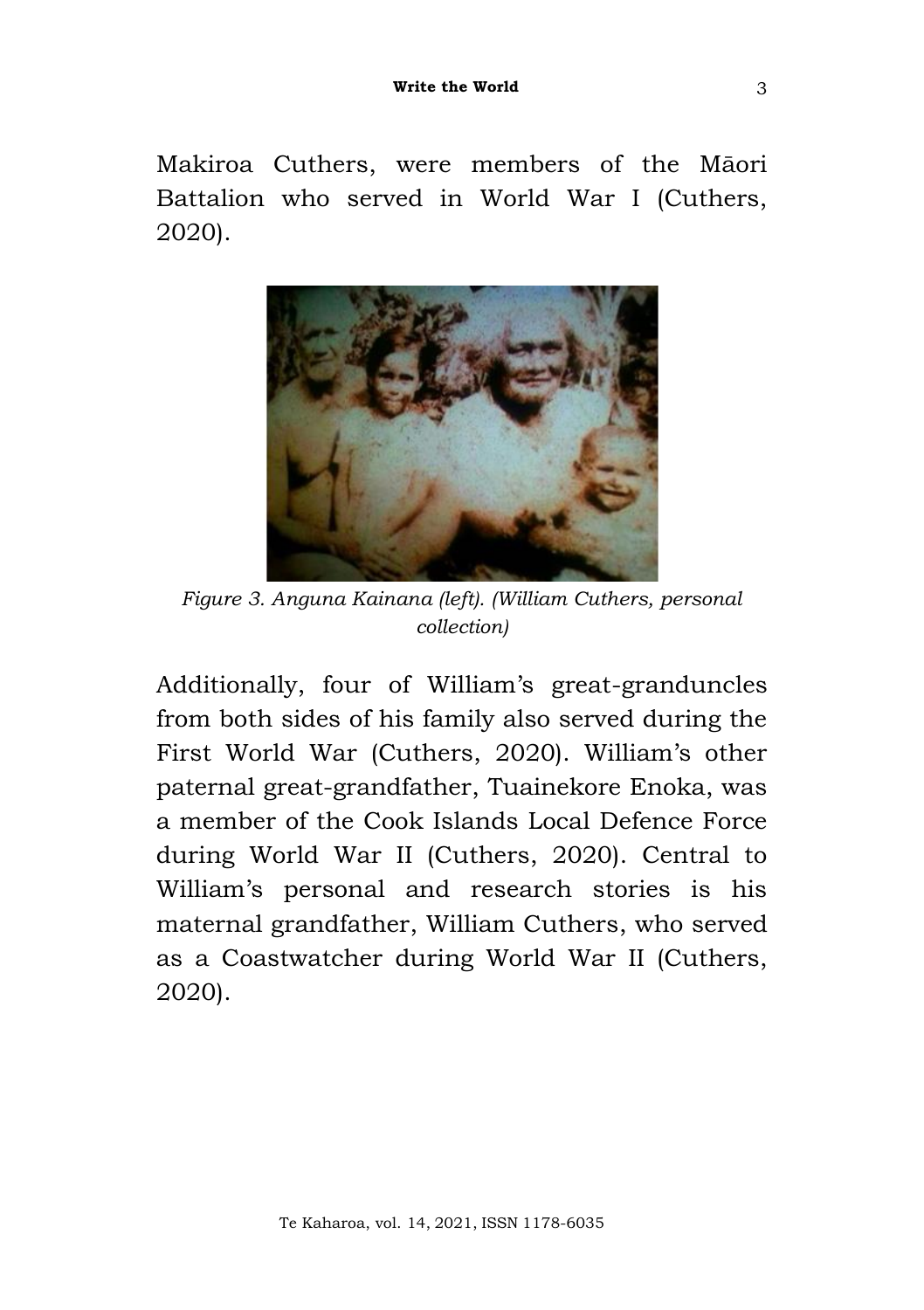Makiroa Cuthers, were members of the Māori Battalion who served in World War I (Cuthers, 2020).

*Figure 3. Anguna Kainana (left). (William Cuthers, personal collection)*

Additionally, four of William's great-granduncles from both sides of his family also served during the First World War (Cuthers, 2020). William's other paternal great-grandfather, Tuainekore Enoka, was a member of the Cook Islands Local Defence Force during World War II (Cuthers, 2020). Central to William's personal and research stories is his maternal grandfather, William Cuthers, who served as a Coastwatcher during World War II (Cuthers, 2020).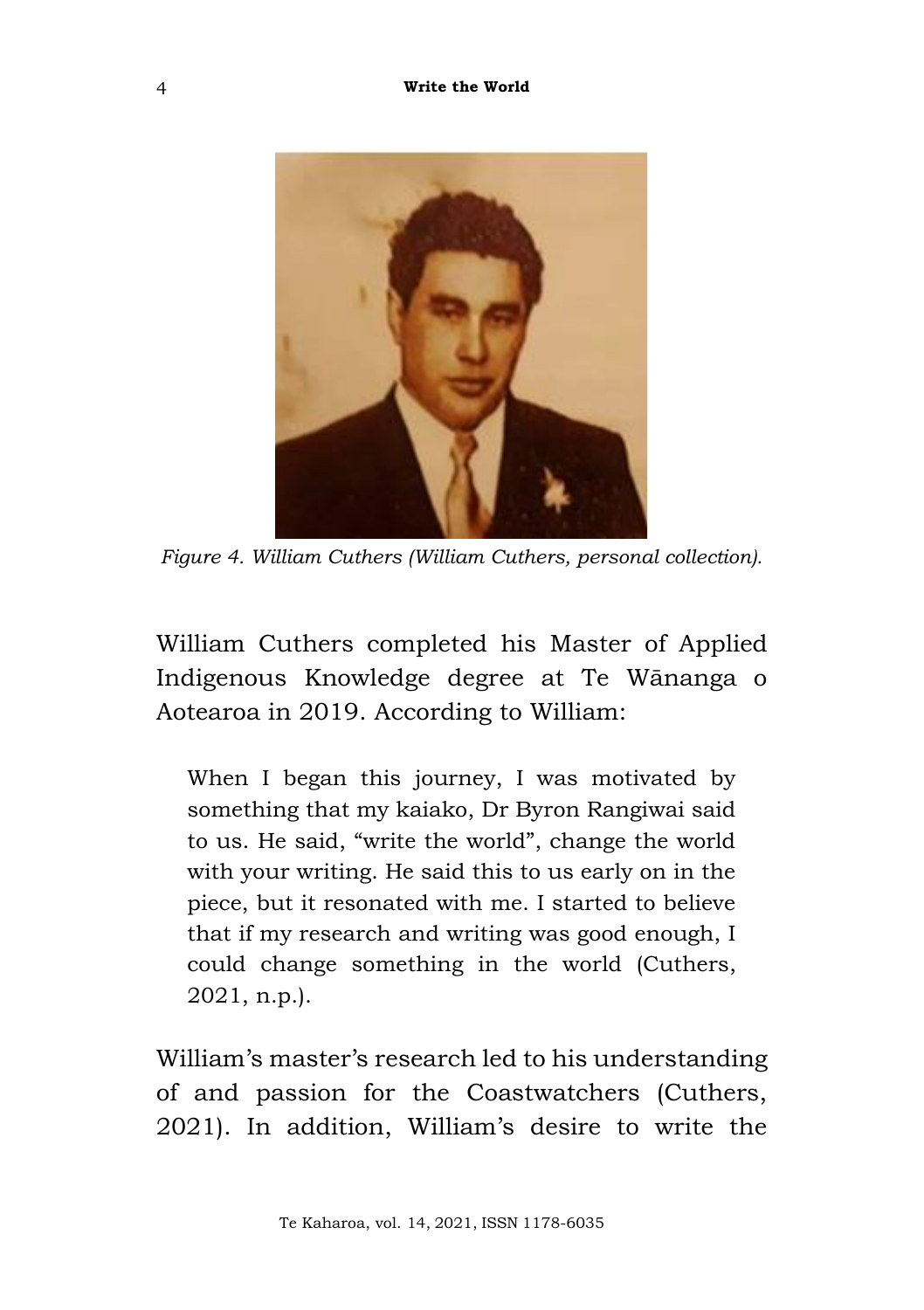*Figure 4. William Cuthers (William Cuthers, personal collection).*

William Cuthers completed his Master of Applied Indigenous Knowledge degree at Te Wānanga o Aotearoa in 2019. According to William:

> When I began this journey, I was motivated by something that my kaiako, Dr Byron Rangiwai said to us. He said, "write the world", change the world with your writing. He said this to us early on in the piece, but it resonated with me. I started to believe that if my research and writing was good enough, I could change something in the world (Cuthers, 2021, n.p.).

William's master's research led to his understanding of and passion for the Coastwatchers (Cuthers, 2021). In addition, William's desire to write the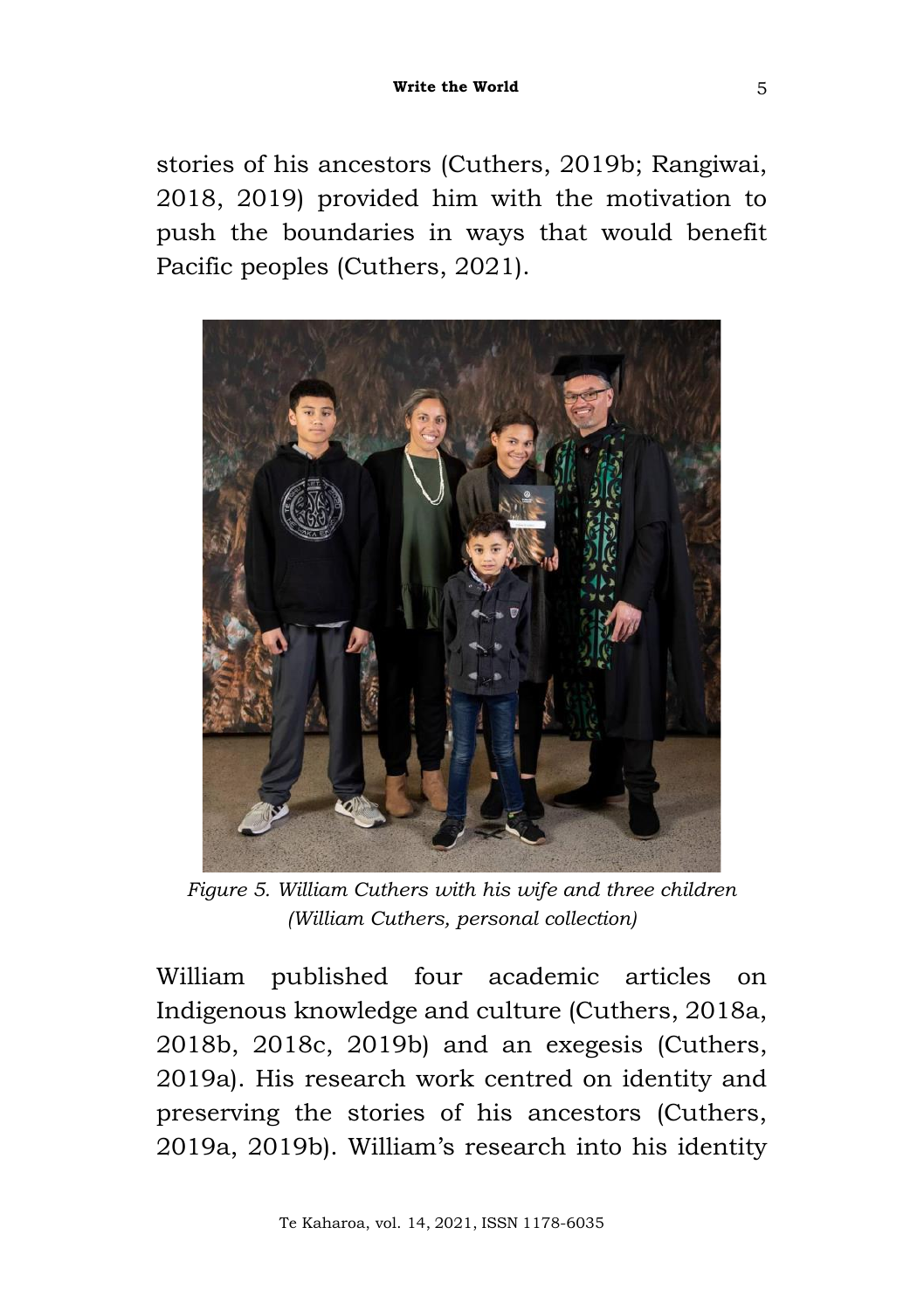stories of his ancestors (Cuthers, 2019b; Rangiwai, 2018, 2019) provided him with the motivation to push the boundaries in ways that would benefit Pacific peoples (Cuthers, 2021).

*Figure 5. William Cuthers with his wife and three children (William Cuthers, personal collection)*

William published four academic articles on Indigenous knowledge and culture (Cuthers, 2018a, 2018b, 2018c, 2019b) and an exegesis (Cuthers, 2019a). His research work centred on identity and preserving the stories of his ancestors (Cuthers, 2019a, 2019b). William's research into his identity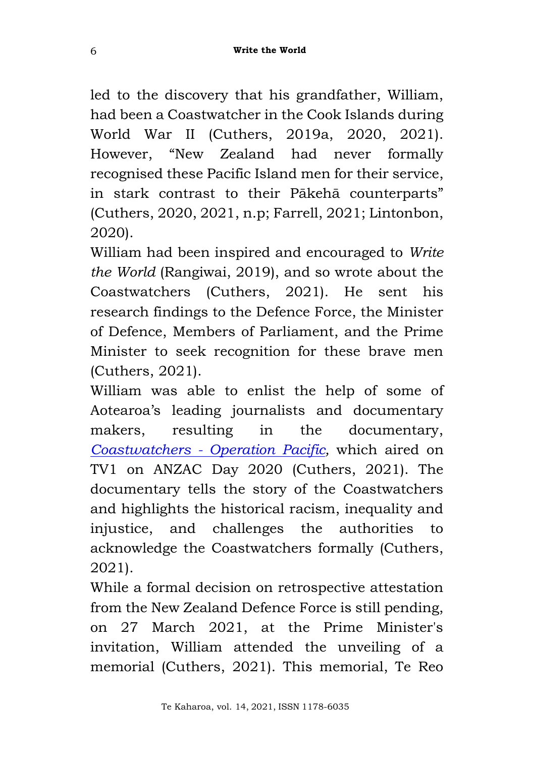led to the discovery that his grandfather, William, had been a Coastwatcher in the Cook Islands during World War II (Cuthers, 2019a, 2020, 2021). However, "New Zealand had never formally recognised these Pacific Island men for their service, in stark contrast to their Pākehā counterparts" (Cuthers, 2020, 2021, n.p; Farrell, 2021; Lintonbon, 2020).

William had been inspired and encouraged to *Write the World* (Rangiwai, 2019), and so wrote about the Coastwatchers (Cuthers, 2021). He sent his research findings to the Defence Force, the Minister of Defence, Members of Parliament, and the Prime Minister to seek recognition for these brave men (Cuthers, 2021).

William was able to enlist the help of some of Aotearoa's leading journalists and documentary makers, resulting in the documentary, *Coastwatchers - Operation Pacific*, which aired on TV1 on ANZAC Day 2020 (Cuthers, 2021). The documentary tells the story of the Coastwatchers and highlights the historical racism, inequality and injustice, and challenges the authorities to acknowledge the Coastwatchers formally (Cuthers, 2021).

While a formal decision on retrospective attestation from the New Zealand Defence Force is still pending, on 27 March 2021, at the Prime Minister's invitation, William attended the unveiling of a memorial (Cuthers, 2021). This memorial, Te Reo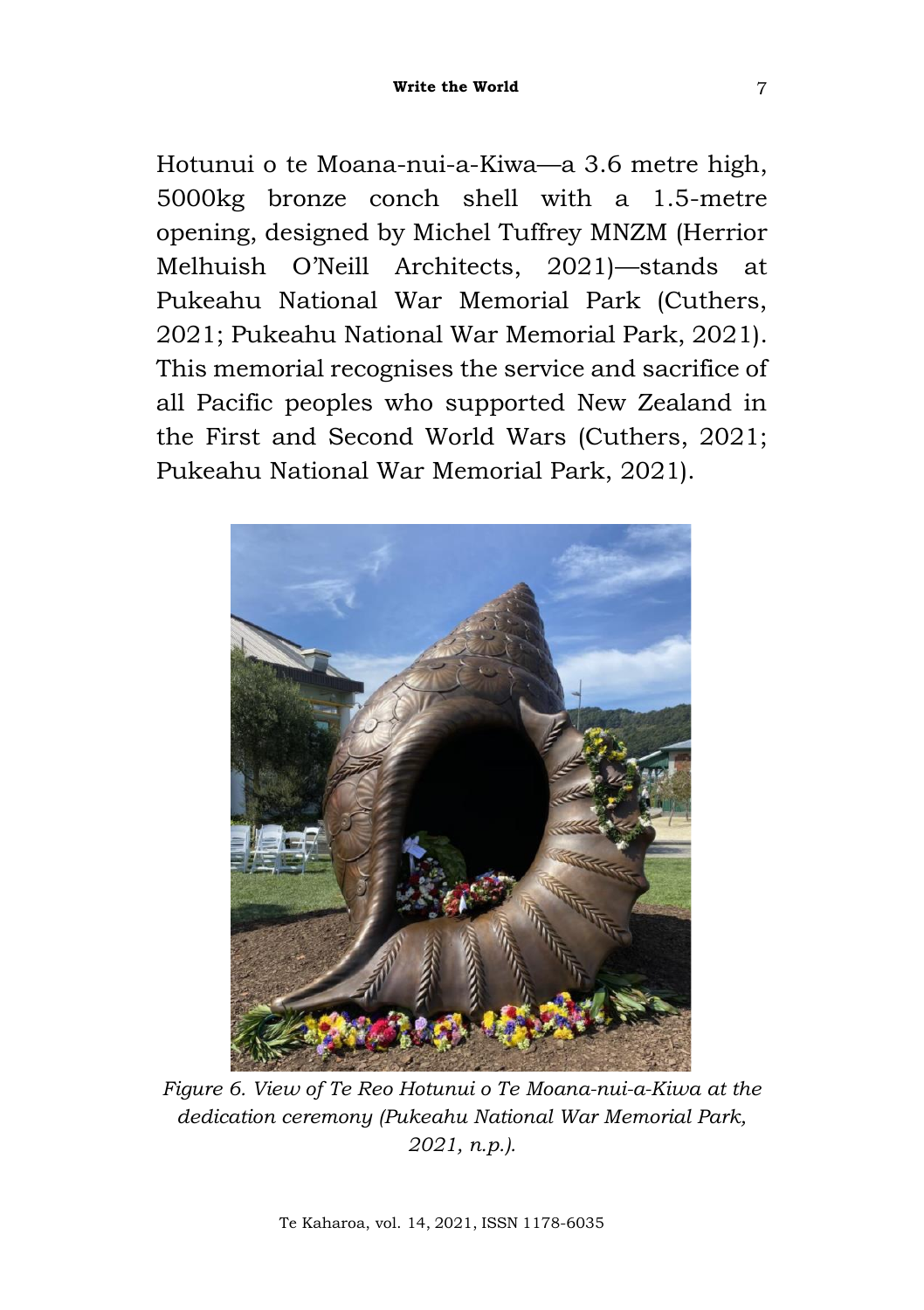Hotunui o te Moana-nui-a-Kiwa—a 3.6 metre high, 5000kg bronze conch shell with a 1.5-metre opening, designed by Michel Tuffrey MNZM (Herrior Melhuish O'Neill Architects, 2021)—stands at Pukeahu National War Memorial Park (Cuthers, 2021; Pukeahu National War Memorial Park, 2021). This memorial recognises the service and sacrifice of all Pacific peoples who supported New Zealand in the First and Second World Wars (Cuthers, 2021; Pukeahu National War Memorial Park, 2021).

*Figure 6. View of Te Reo Hotunui o Te Moana-nui-a-Kiwa at the dedication ceremony (Pukeahu National War Memorial Park, 2021, n.p.).*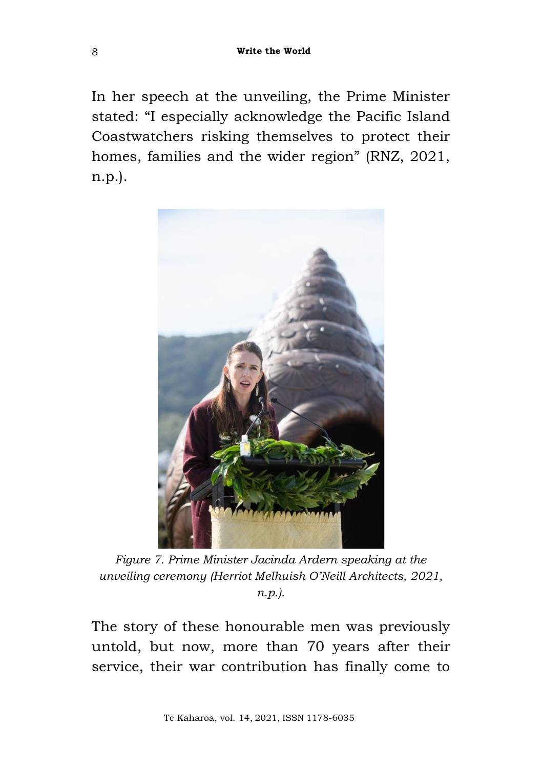In her speech at the unveiling, the Prime Minister stated: "I especially acknowledge the Pacific Island Coastwatchers risking themselves to protect their homes, families and the wider region" (RNZ, 2021, n.p.).

*Figure 7. Prime Minister Jacinda Ardern speaking at the unveiling ceremony (Herriot Melhuish O'Neill Architects, 2021, n.p.).*

The story of these honourable men was previously untold, but now, more than 70 years after their service, their war contribution has finally come to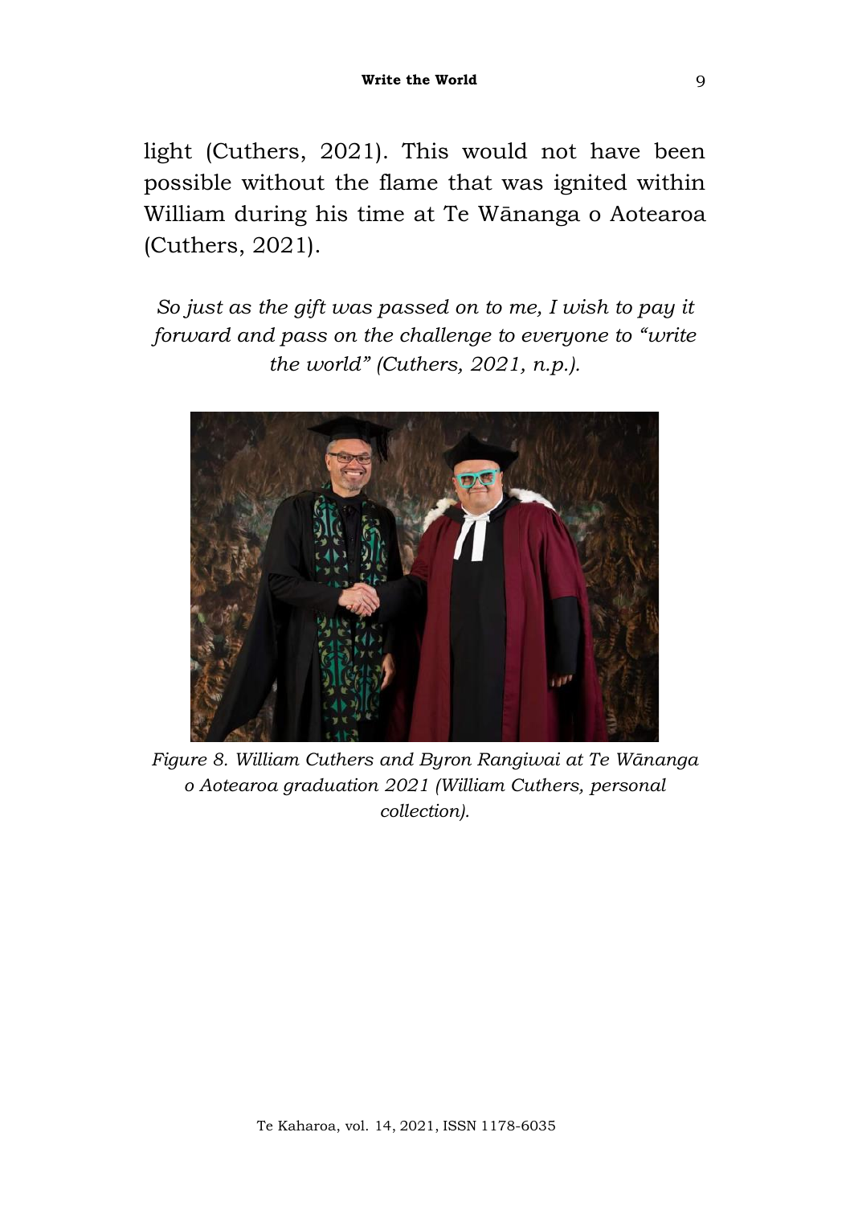light (Cuthers, 2021). This would not have been possible without the flame that was ignited within William during his time at Te Wānanga o Aotearoa (Cuthers, 2021).

*So just as the gift was passed on to me, I wish to pay it forward and pass on the challenge to everyone to "write the world" (Cuthers, 2021, n.p.).*

*Figure 8. William Cuthers and Byron Rangiwai at Te Wānanga o Aotearoa graduation 2021 (William Cuthers, personal collection).*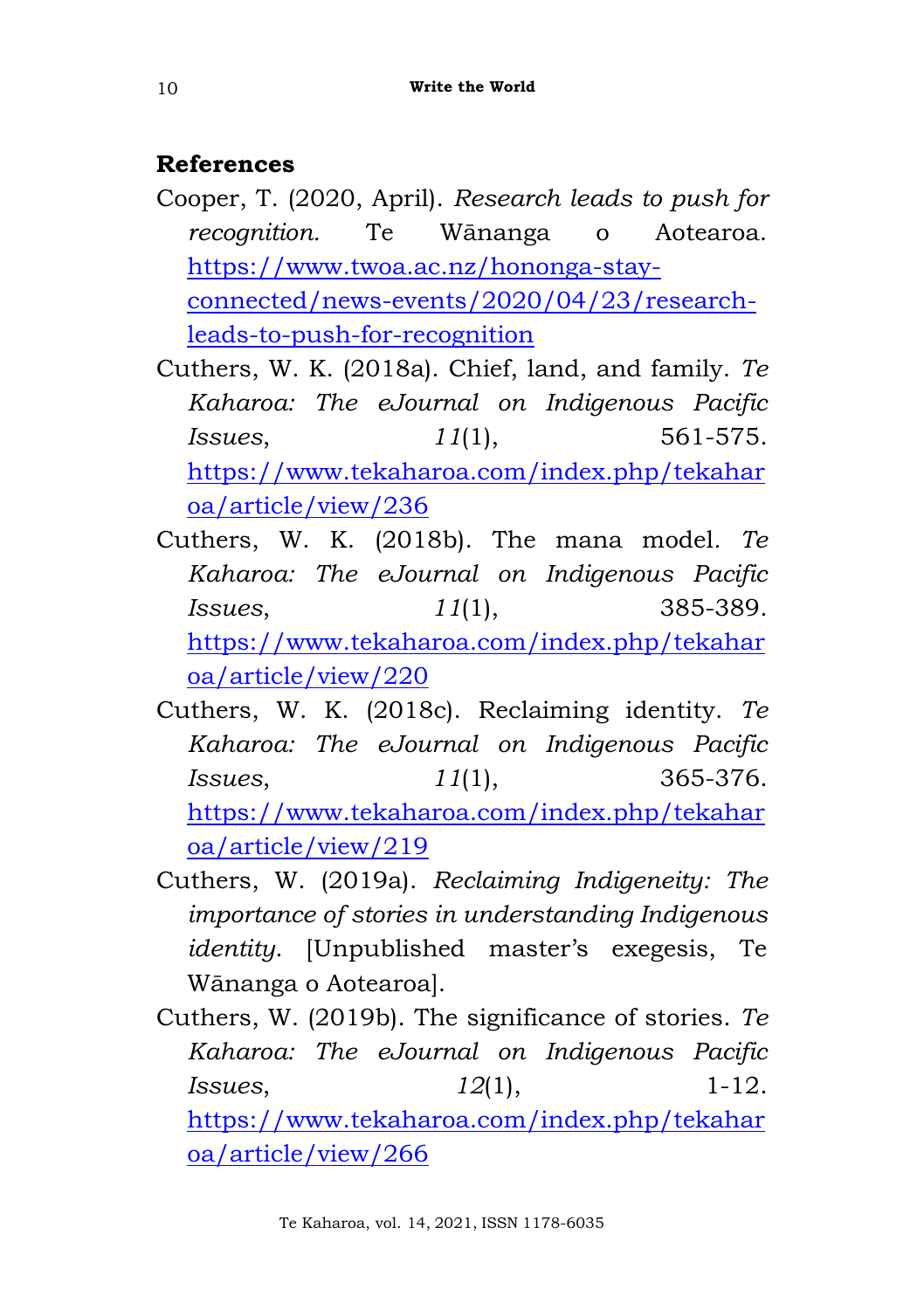## References

Cooper, T. (2020, April). *Research leads to push for recognition.* Te Wānanga o Aotearoa. https://www.twoa.ac.nz/hononga-stay-connected/news-events/2020/04/23/research-leads-to-push-for-recognition

Cuthers, W. K. (2018a). Chief, land, and family. *Te Kaharoa: The eJournal on Indigenous Pacific Issues*, *11*(1), 561-575. https://www.tekaharoa.com/index.php/tekaharoa/article/view/236

Cuthers, W. K. (2018b). The mana model. *Te Kaharoa: The eJournal on Indigenous Pacific Issues*, *11*(1), 385-389. https://www.tekaharoa.com/index.php/tekaharoa/article/view/220

Cuthers, W. K. (2018c). Reclaiming identity. *Te Kaharoa: The eJournal on Indigenous Pacific Issues*, *11*(1), 365-376. https://www.tekaharoa.com/index.php/tekaharoa/article/view/219

Cuthers, W. (2019a). *Reclaiming Indigeneity: The importance of stories in understanding Indigenous identity*. [Unpublished master's exegesis, Te Wānanga o Aotearoa].

Cuthers, W. (2019b). The significance of stories. *Te Kaharoa: The eJournal on Indigenous Pacific Issues*, *12*(1), 1-12. https://www.tekaharoa.com/index.php/tekaharoa/article/view/266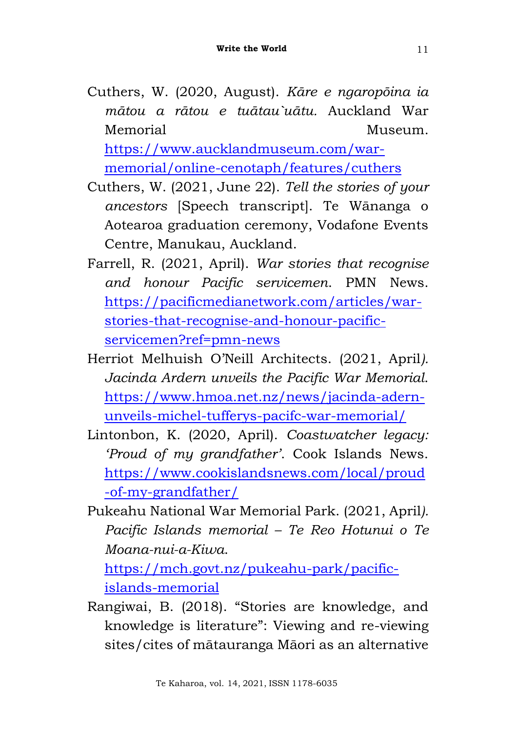Cuthers, W. (2020, August). *Kāre e ngaropōina ia mātou a rātou e tuātau`uātu.* Auckland War Memorial Museum. https://www.aucklandmuseum.com/war-memorial/online-cenotaph/features/cuthers

Cuthers, W. (2021, June 22). *Tell the stories of your ancestors* [Speech transcript]. Te Wānanga o Aotearoa graduation ceremony, Vodafone Events Centre, Manukau, Auckland.

Farrell, R. (2021, April). *War stories that recognise and honour Pacific servicemen*. PMN News. https://pacificmedianetwork.com/articles/war-stories-that-recognise-and-honour-pacific-servicemen?ref=pmn-news

Herriot Melhuish O'Neill Architects. (2021, April). *Jacinda Ardern unveils the Pacific War Memorial*. https://www.hmoa.net.nz/news/jacinda-adern-unveils-michel-tufferys-pacifc-war-memorial/

Lintonbon, K. (2020, April). *Coastwatcher legacy: 'Proud of my grandfather'*. Cook Islands News. https://www.cookislandsnews.com/local/proud-of-my-grandfather/

Pukeahu National War Memorial Park. (2021, April). *Pacific Islands memorial – Te Reo Hotunui o Te Moana-nui-a-Kiwa*. https://mch.govt.nz/pukeahu-park/pacific-islands-memorial

Rangiwai, B. (2018). "Stories are knowledge, and knowledge is literature": Viewing and re-viewing sites/cites of mātauranga Māori as an alternative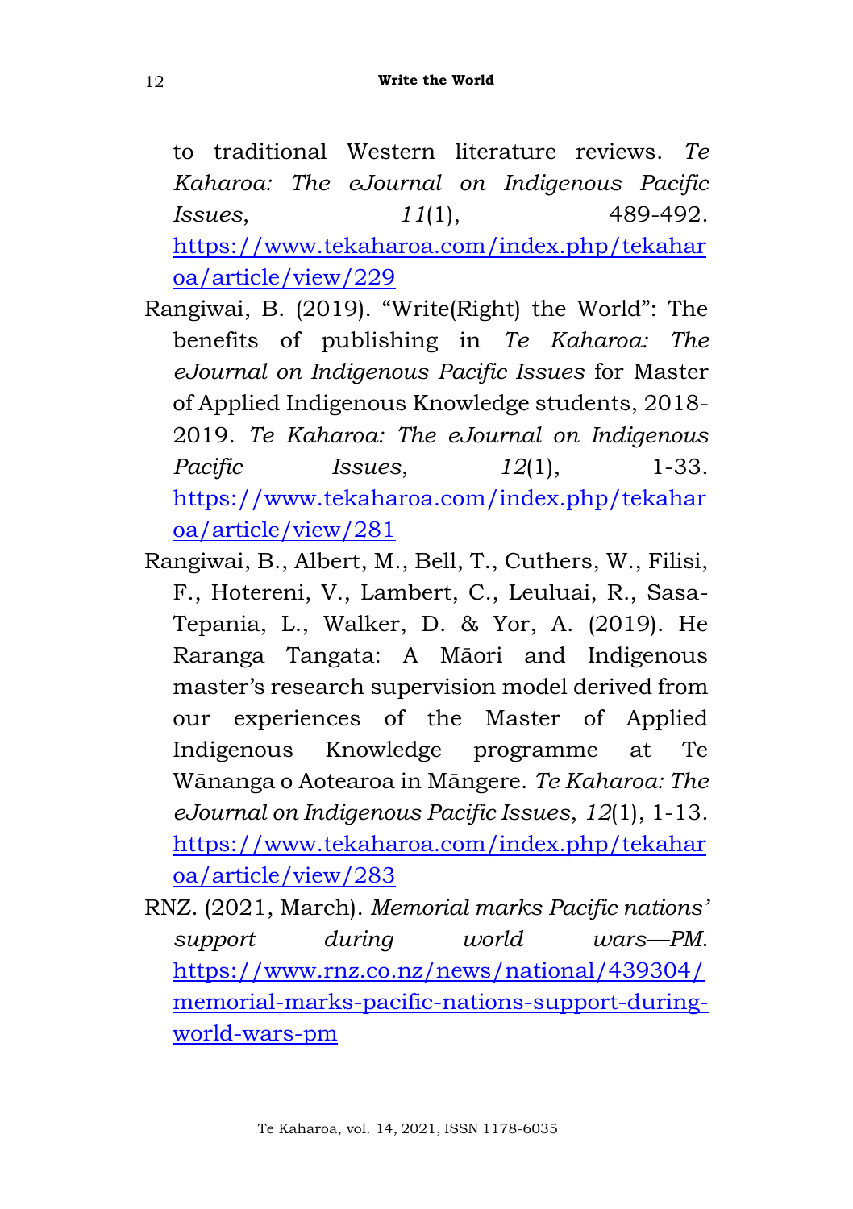to traditional Western literature reviews. *Te Kaharoa: The eJournal on Indigenous Pacific Issues*, *11*(1), 489-492. https://www.tekaharoa.com/index.php/tekaharoa/article/view/229

Rangiwai, B. (2019). “Write(Right) the World”: The benefits of publishing in *Te Kaharoa: The eJournal on Indigenous Pacific Issues* for Master of Applied Indigenous Knowledge students, 2018-2019. *Te Kaharoa: The eJournal on Indigenous Pacific Issues*, *12*(1), 1-33. https://www.tekaharoa.com/index.php/tekaharoa/article/view/281

Rangiwai, B., Albert, M., Bell, T., Cuthers, W., Filisi, F., Hotereni, V., Lambert, C., Leuluai, R., Sasa-Tepania, L., Walker, D. & Yor, A. (2019). He Raranga Tangata: A Māori and Indigenous master’s research supervision model derived from our experiences of the Master of Applied Indigenous Knowledge programme at Te Wānanga o Aotearoa in Māngere. *Te Kaharoa: The eJournal on Indigenous Pacific Issues*, *12*(1), 1-13. https://www.tekaharoa.com/index.php/tekaharoa/article/view/283

RNZ. (2021, March). *Memorial marks Pacific nations’ support during world wars—PM*. https://www.rnz.co.nz/news/national/439304/memorial-marks-pacific-nations-support-during-world-wars-pm